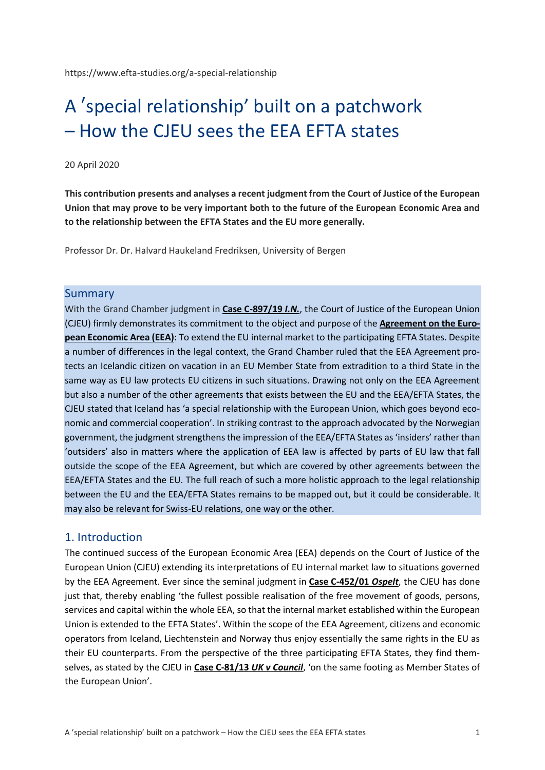https://www.efta-studies.org/a-special-relationship

# A ʹspecial relationship' built on a patchwork – How the CJEU sees the EEA EFTA states

20 April 2020

**This contribution presents and analyses a recent judgment from the Court of Justice of the European Union that may prove to be very important both to the future of the European Economic Area and to the relationship between the EFTA States and the EU more generally.**

Professor Dr. Dr. Halvard Haukeland Fredriksen, University of Bergen

## Summary

With the Grand Chamber judgment in **Case C-897/19 *I.N.***, the Court of Justice of the European Union (CJEU) firmly demonstrates its commitment to the object and purpose of the **Agreement on the European Economic Area (EEA)**: To extend the EU internal market to the participating EFTA States. Despite a number of differences in the legal context, the Grand Chamber ruled that the EEA Agreement protects an Icelandic citizen on vacation in an EU Member State from extradition to a third State in the same way as EU law protects EU citizens in such situations. Drawing not only on the EEA Agreement but also a number of the other agreements that exists between the EU and the EEA/EFTA States, the CJEU stated that Iceland has 'a special relationship with the European Union, which goes beyond economic and commercial cooperation'. In striking contrast to the approach advocated by the Norwegian government, the judgment strengthens the impression of the EEA/EFTA States as 'insiders' rather than 'outsiders' also in matters where the application of EEA law is affected by parts of EU law that fall outside the scope of the EEA Agreement, but which are covered by other agreements between the EEA/EFTA States and the EU. The full reach of such a more holistic approach to the legal relationship between the EU and the EEA/EFTA States remains to be mapped out, but it could be considerable. It may also be relevant for Swiss-EU relations, one way or the other.

## 1. Introduction

The continued success of the European Economic Area (EEA) depends on the Court of Justice of the European Union (CJEU) extending its interpretations of EU internal market law to situations governed by the EEA Agreement. Ever since the seminal judgment in **Case C-452/01 *Ospelt***, the CJEU has done just that, thereby enabling 'the fullest possible realisation of the free movement of goods, persons, services and capital within the whole EEA, so that the internal market established within the European Union is extended to the EFTA States'. Within the scope of the EEA Agreement, citizens and economic operators from Iceland, Liechtenstein and Norway thus enjoy essentially the same rights in the EU as their EU counterparts. From the perspective of the three participating EFTA States, they find themselves, as stated by the CJEU in **Case C-81/13 *UK v Council***, 'on the same footing as Member States of the European Union'.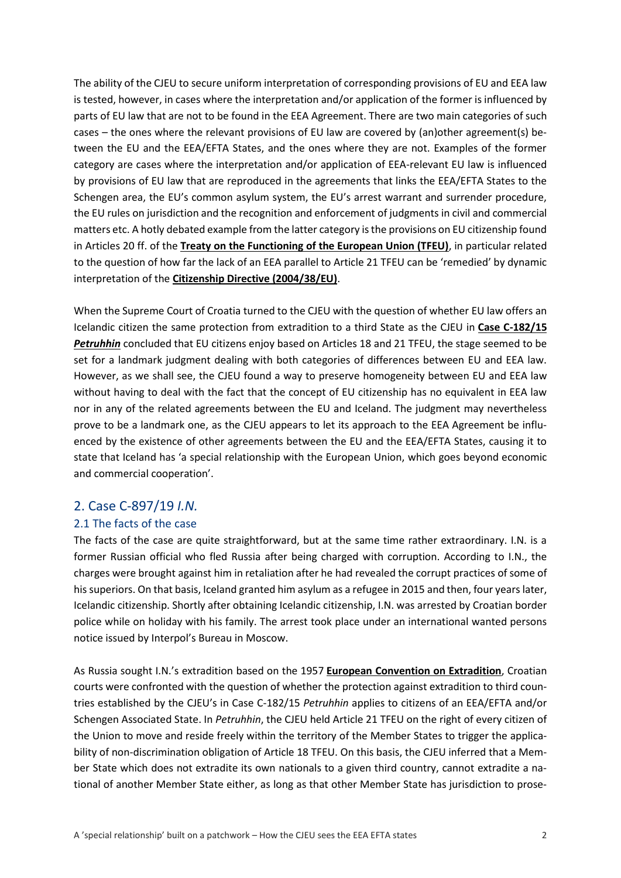The ability of the CJEU to secure uniform interpretation of corresponding provisions of EU and EEA law is tested, however, in cases where the interpretation and/or application of the former is influenced by parts of EU law that are not to be found in the EEA Agreement. There are two main categories of such cases – the ones where the relevant provisions of EU law are covered by (an)other agreement(s) between the EU and the EEA/EFTA States, and the ones where they are not. Examples of the former category are cases where the interpretation and/or application of EEA-relevant EU law is influenced by provisions of EU law that are reproduced in the agreements that links the EEA/EFTA States to the Schengen area, the EU's common asylum system, the EU's arrest warrant and surrender procedure, the EU rules on jurisdiction and the recognition and enforcement of judgments in civil and commercial matters etc. A hotly debated example from the latter category is the provisions on EU citizenship found in Articles 20 ff. of the **Treaty on the Functioning of the European Union (TFEU)**, in particular related to the question of how far the lack of an EEA parallel to Article 21 TFEU can be 'remedied' by dynamic interpretation of the **Citizenship Directive (2004/38/EU)**.

When the Supreme Court of Croatia turned to the CJEU with the question of whether EU law offers an Icelandic citizen the same protection from extradition to a third State as the CJEU in **Case C-182/15 *Petruhhin*** concluded that EU citizens enjoy based on Articles 18 and 21 TFEU, the stage seemed to be set for a landmark judgment dealing with both categories of differences between EU and EEA law. However, as we shall see, the CJEU found a way to preserve homogeneity between EU and EEA law without having to deal with the fact that the concept of EU citizenship has no equivalent in EEA law nor in any of the related agreements between the EU and Iceland. The judgment may nevertheless prove to be a landmark one, as the CJEU appears to let its approach to the EEA Agreement be influenced by the existence of other agreements between the EU and the EEA/EFTA States, causing it to state that Iceland has 'a special relationship with the European Union, which goes beyond economic and commercial cooperation'.

## 2. Case C-897/19 *I.N.*

### 2.1 The facts of the case

The facts of the case are quite straightforward, but at the same time rather extraordinary. I.N. is a former Russian official who fled Russia after being charged with corruption. According to I.N., the charges were brought against him in retaliation after he had revealed the corrupt practices of some of his superiors. On that basis, Iceland granted him asylum as a refugee in 2015 and then, four years later, Icelandic citizenship. Shortly after obtaining Icelandic citizenship, I.N. was arrested by Croatian border police while on holiday with his family. The arrest took place under an international wanted persons notice issued by Interpol's Bureau in Moscow.

As Russia sought I.N.'s extradition based on the 1957 **European Convention on Extradition**, Croatian courts were confronted with the question of whether the protection against extradition to third countries established by the CJEU's in Case C-182/15 *Petruhhin* applies to citizens of an EEA/EFTA and/or Schengen Associated State. In *Petruhhin*, the CJEU held Article 21 TFEU on the right of every citizen of the Union to move and reside freely within the territory of the Member States to trigger the applicability of non-discrimination obligation of Article 18 TFEU. On this basis, the CJEU inferred that a Member State which does not extradite its own nationals to a given third country, cannot extradite a national of another Member State either, as long as that other Member State has jurisdiction to prose-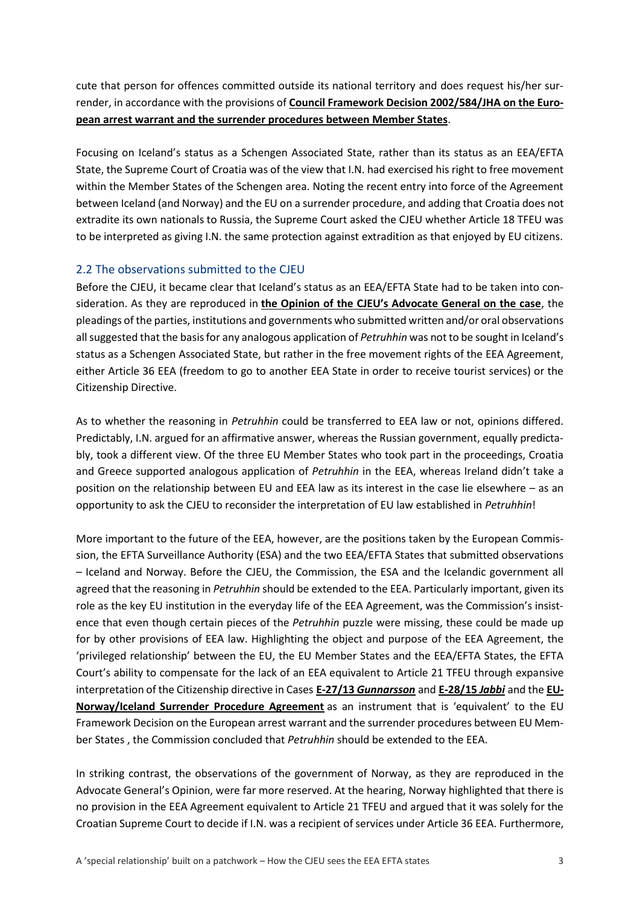cute that person for offences committed outside its national territory and does request his/her surrender, in accordance with the provisions of **Council Framework Decision 2002/584/JHA on the European arrest warrant and the surrender procedures between Member States**.

Focusing on Iceland's status as a Schengen Associated State, rather than its status as an EEA/EFTA State, the Supreme Court of Croatia was of the view that I.N. had exercised his right to free movement within the Member States of the Schengen area. Noting the recent entry into force of the Agreement between Iceland (and Norway) and the EU on a surrender procedure, and adding that Croatia does not extradite its own nationals to Russia, the Supreme Court asked the CJEU whether Article 18 TFEU was to be interpreted as giving I.N. the same protection against extradition as that enjoyed by EU citizens.

## 2.2 The observations submitted to the CJEU

Before the CJEU, it became clear that Iceland's status as an EEA/EFTA State had to be taken into consideration. As they are reproduced in **the Opinion of the CJEU's Advocate General on the case**, the pleadings of the parties, institutions and governments who submitted written and/or oral observations all suggested that the basis for any analogous application of *Petruhhin* was not to be sought in Iceland's status as a Schengen Associated State, but rather in the free movement rights of the EEA Agreement, either Article 36 EEA (freedom to go to another EEA State in order to receive tourist services) or the Citizenship Directive.

As to whether the reasoning in *Petruhhin* could be transferred to EEA law or not, opinions differed. Predictably, I.N. argued for an affirmative answer, whereas the Russian government, equally predictably, took a different view. Of the three EU Member States who took part in the proceedings, Croatia and Greece supported analogous application of *Petruhhin* in the EEA, whereas Ireland didn't take a position on the relationship between EU and EEA law as its interest in the case lie elsewhere – as an opportunity to ask the CJEU to reconsider the interpretation of EU law established in *Petruhhin*!

More important to the future of the EEA, however, are the positions taken by the European Commission, the EFTA Surveillance Authority (ESA) and the two EEA/EFTA States that submitted observations – Iceland and Norway. Before the CJEU, the Commission, the ESA and the Icelandic government all agreed that the reasoning in *Petruhhin* should be extended to the EEA. Particularly important, given its role as the key EU institution in the everyday life of the EEA Agreement, was the Commission's insistence that even though certain pieces of the *Petruhhin* puzzle were missing, these could be made up for by other provisions of EEA law. Highlighting the object and purpose of the EEA Agreement, the 'privileged relationship' between the EU, the EU Member States and the EEA/EFTA States, the EFTA Court's ability to compensate for the lack of an EEA equivalent to Article 21 TFEU through expansive interpretation of the Citizenship directive in Cases **E-27/13 *Gunnarsson*** and **E-28/15 *Jabbi*** and the **EU-Norway/Iceland Surrender Procedure Agreement** as an instrument that is 'equivalent' to the EU Framework Decision on the European arrest warrant and the surrender procedures between EU Member States , the Commission concluded that *Petruhhin* should be extended to the EEA.

In striking contrast, the observations of the government of Norway, as they are reproduced in the Advocate General's Opinion, were far more reserved. At the hearing, Norway highlighted that there is no provision in the EEA Agreement equivalent to Article 21 TFEU and argued that it was solely for the Croatian Supreme Court to decide if I.N. was a recipient of services under Article 36 EEA. Furthermore,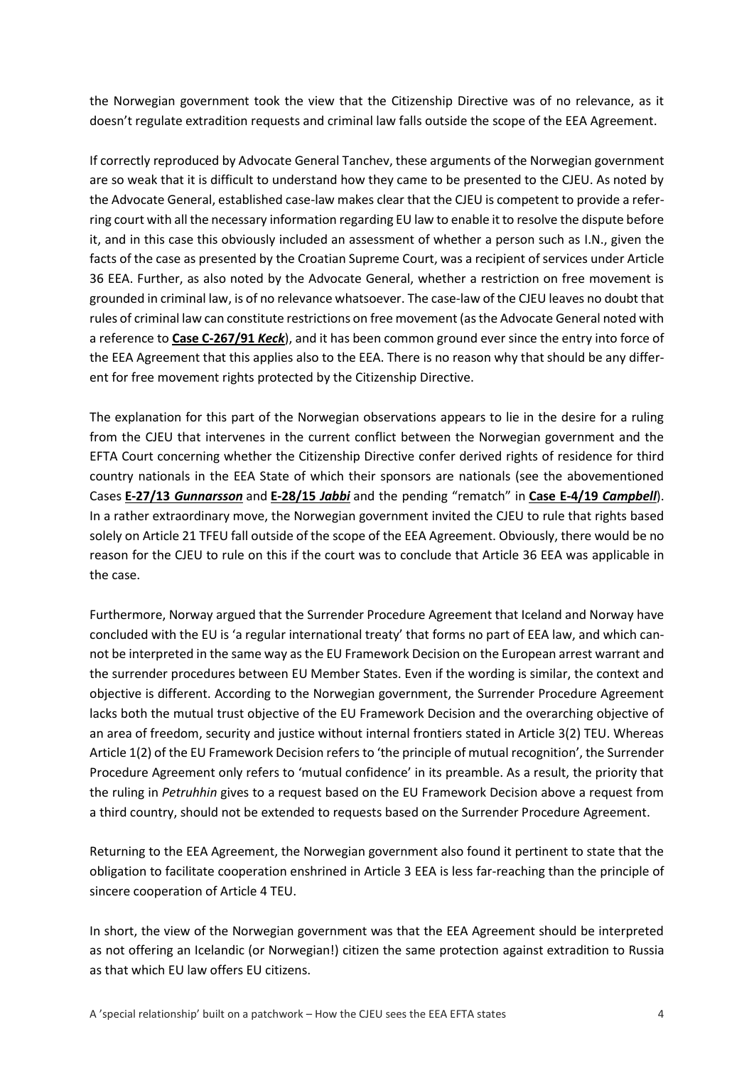the Norwegian government took the view that the Citizenship Directive was of no relevance, as it doesn't regulate extradition requests and criminal law falls outside the scope of the EEA Agreement.

If correctly reproduced by Advocate General Tanchev, these arguments of the Norwegian government are so weak that it is difficult to understand how they came to be presented to the CJEU. As noted by the Advocate General, established case-law makes clear that the CJEU is competent to provide a referring court with all the necessary information regarding EU law to enable it to resolve the dispute before it, and in this case this obviously included an assessment of whether a person such as I.N., given the facts of the case as presented by the Croatian Supreme Court, was a recipient of services under Article 36 EEA. Further, as also noted by the Advocate General, whether a restriction on free movement is grounded in criminal law, is of no relevance whatsoever. The case-law of the CJEU leaves no doubt that rules of criminal law can constitute restrictions on free movement (as the Advocate General noted with a reference to **Case C-267/91 *Keck***), and it has been common ground ever since the entry into force of the EEA Agreement that this applies also to the EEA. There is no reason why that should be any different for free movement rights protected by the Citizenship Directive.

The explanation for this part of the Norwegian observations appears to lie in the desire for a ruling from the CJEU that intervenes in the current conflict between the Norwegian government and the EFTA Court concerning whether the Citizenship Directive confer derived rights of residence for third country nationals in the EEA State of which their sponsors are nationals (see the abovementioned Cases **E-27/13 *Gunnarsson*** and **E-28/15 *Jabbi*** and the pending "rematch" in **Case E-4/19 *Campbell***). In a rather extraordinary move, the Norwegian government invited the CJEU to rule that rights based solely on Article 21 TFEU fall outside of the scope of the EEA Agreement. Obviously, there would be no reason for the CJEU to rule on this if the court was to conclude that Article 36 EEA was applicable in the case.

Furthermore, Norway argued that the Surrender Procedure Agreement that Iceland and Norway have concluded with the EU is 'a regular international treaty' that forms no part of EEA law, and which cannot be interpreted in the same way as the EU Framework Decision on the European arrest warrant and the surrender procedures between EU Member States. Even if the wording is similar, the context and objective is different. According to the Norwegian government, the Surrender Procedure Agreement lacks both the mutual trust objective of the EU Framework Decision and the overarching objective of an area of freedom, security and justice without internal frontiers stated in Article 3(2) TEU. Whereas Article 1(2) of the EU Framework Decision refers to 'the principle of mutual recognition', the Surrender Procedure Agreement only refers to 'mutual confidence' in its preamble. As a result, the priority that the ruling in *Petruhhin* gives to a request based on the EU Framework Decision above a request from a third country, should not be extended to requests based on the Surrender Procedure Agreement.

Returning to the EEA Agreement, the Norwegian government also found it pertinent to state that the obligation to facilitate cooperation enshrined in Article 3 EEA is less far-reaching than the principle of sincere cooperation of Article 4 TEU.

In short, the view of the Norwegian government was that the EEA Agreement should be interpreted as not offering an Icelandic (or Norwegian!) citizen the same protection against extradition to Russia as that which EU law offers EU citizens.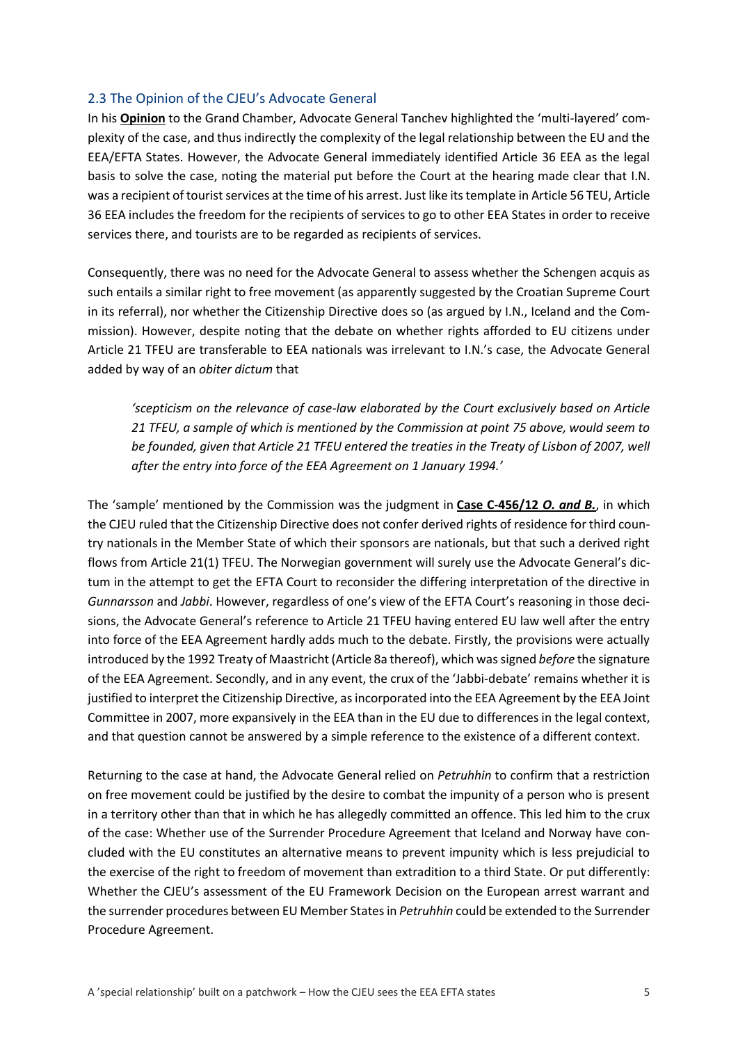## 2.3 The Opinion of the CJEU's Advocate General

In his **Opinion** to the Grand Chamber, Advocate General Tanchev highlighted the 'multi-layered' complexity of the case, and thus indirectly the complexity of the legal relationship between the EU and the EEA/EFTA States. However, the Advocate General immediately identified Article 36 EEA as the legal basis to solve the case, noting the material put before the Court at the hearing made clear that I.N. was a recipient of tourist services at the time of his arrest. Just like its template in Article 56 TEU, Article 36 EEA includes the freedom for the recipients of services to go to other EEA States in order to receive services there, and tourists are to be regarded as recipients of services.

Consequently, there was no need for the Advocate General to assess whether the Schengen acquis as such entails a similar right to free movement (as apparently suggested by the Croatian Supreme Court in its referral), nor whether the Citizenship Directive does so (as argued by I.N., Iceland and the Commission). However, despite noting that the debate on whether rights afforded to EU citizens under Article 21 TFEU are transferable to EEA nationals was irrelevant to I.N.'s case, the Advocate General added by way of an *obiter dictum* that

> *'scepticism on the relevance of case-law elaborated by the Court exclusively based on Article 21 TFEU, a sample of which is mentioned by the Commission at point 75 above, would seem to be founded, given that Article 21 TFEU entered the treaties in the Treaty of Lisbon of 2007, well after the entry into force of the EEA Agreement on 1 January 1994.'*

The 'sample' mentioned by the Commission was the judgment in **Case C-456/12 *O. and B.***, in which the CJEU ruled that the Citizenship Directive does not confer derived rights of residence for third country nationals in the Member State of which their sponsors are nationals, but that such a derived right flows from Article 21(1) TFEU. The Norwegian government will surely use the Advocate General's dictum in the attempt to get the EFTA Court to reconsider the differing interpretation of the directive in *Gunnarsson* and *Jabbi*. However, regardless of one's view of the EFTA Court's reasoning in those decisions, the Advocate General's reference to Article 21 TFEU having entered EU law well after the entry into force of the EEA Agreement hardly adds much to the debate. Firstly, the provisions were actually introduced by the 1992 Treaty of Maastricht (Article 8a thereof), which was signed *before* the signature of the EEA Agreement. Secondly, and in any event, the crux of the 'Jabbi-debate' remains whether it is justified to interpret the Citizenship Directive, as incorporated into the EEA Agreement by the EEA Joint Committee in 2007, more expansively in the EEA than in the EU due to differences in the legal context, and that question cannot be answered by a simple reference to the existence of a different context.

Returning to the case at hand, the Advocate General relied on *Petruhhin* to confirm that a restriction on free movement could be justified by the desire to combat the impunity of a person who is present in a territory other than that in which he has allegedly committed an offence. This led him to the crux of the case: Whether use of the Surrender Procedure Agreement that Iceland and Norway have concluded with the EU constitutes an alternative means to prevent impunity which is less prejudicial to the exercise of the right to freedom of movement than extradition to a third State. Or put differently: Whether the CJEU's assessment of the EU Framework Decision on the European arrest warrant and the surrender procedures between EU Member States in *Petruhhin* could be extended to the Surrender Procedure Agreement.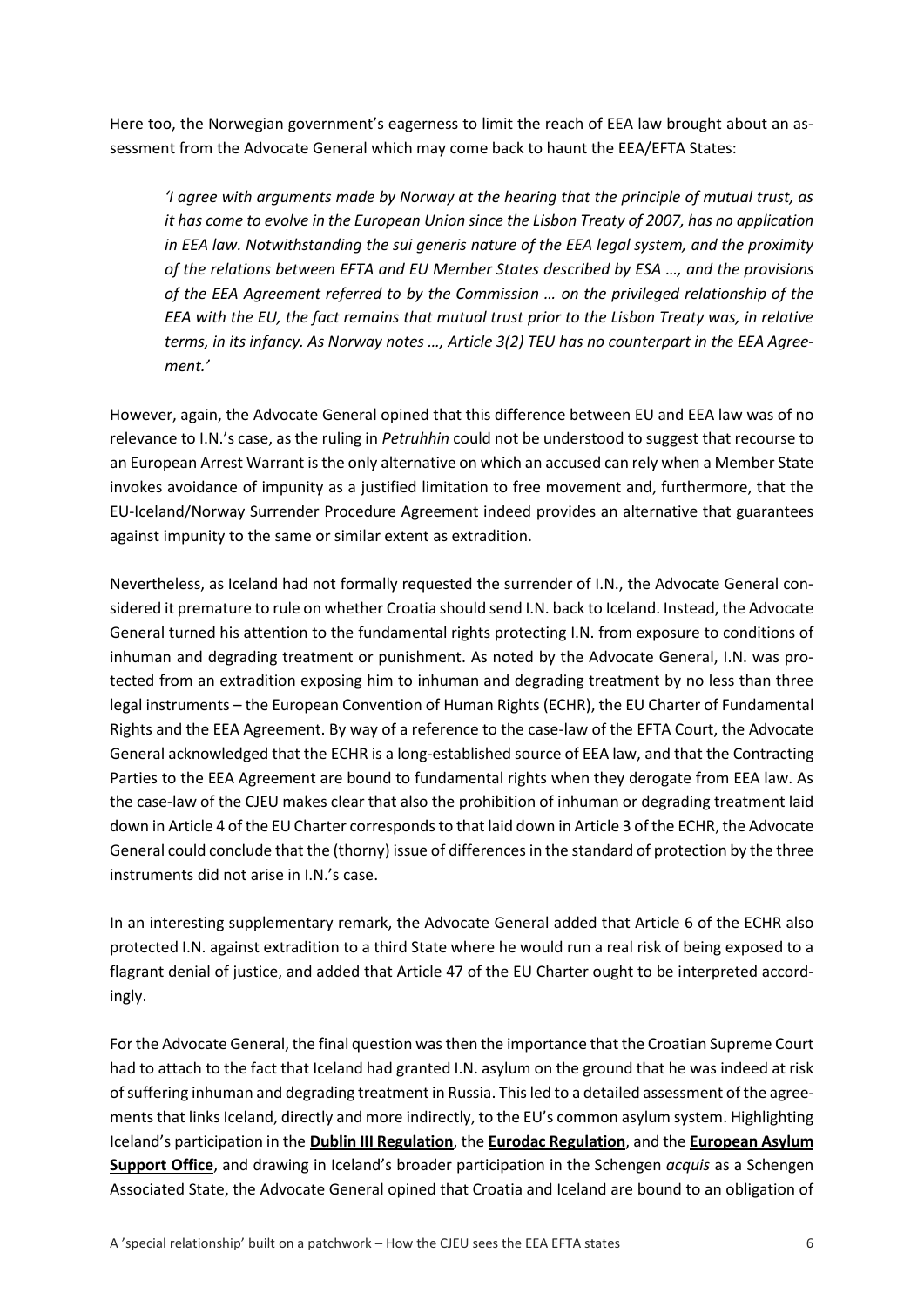Here too, the Norwegian government's eagerness to limit the reach of EEA law brought about an assessment from the Advocate General which may come back to haunt the EEA/EFTA States:

> *'I agree with arguments made by Norway at the hearing that the principle of mutual trust, as it has come to evolve in the European Union since the Lisbon Treaty of 2007, has no application in EEA law. Notwithstanding the sui generis nature of the EEA legal system, and the proximity of the relations between EFTA and EU Member States described by ESA …, and the provisions of the EEA Agreement referred to by the Commission … on the privileged relationship of the EEA with the EU, the fact remains that mutual trust prior to the Lisbon Treaty was, in relative terms, in its infancy. As Norway notes …, Article 3(2) TEU has no counterpart in the EEA Agreement.'*

However, again, the Advocate General opined that this difference between EU and EEA law was of no relevance to I.N.'s case, as the ruling in *Petruhhin* could not be understood to suggest that recourse to an European Arrest Warrant is the only alternative on which an accused can rely when a Member State invokes avoidance of impunity as a justified limitation to free movement and, furthermore, that the EU-Iceland/Norway Surrender Procedure Agreement indeed provides an alternative that guarantees against impunity to the same or similar extent as extradition.

Nevertheless, as Iceland had not formally requested the surrender of I.N., the Advocate General considered it premature to rule on whether Croatia should send I.N. back to Iceland. Instead, the Advocate General turned his attention to the fundamental rights protecting I.N. from exposure to conditions of inhuman and degrading treatment or punishment. As noted by the Advocate General, I.N. was protected from an extradition exposing him to inhuman and degrading treatment by no less than three legal instruments – the European Convention of Human Rights (ECHR), the EU Charter of Fundamental Rights and the EEA Agreement. By way of a reference to the case-law of the EFTA Court, the Advocate General acknowledged that the ECHR is a long-established source of EEA law, and that the Contracting Parties to the EEA Agreement are bound to fundamental rights when they derogate from EEA law. As the case-law of the CJEU makes clear that also the prohibition of inhuman or degrading treatment laid down in Article 4 of the EU Charter corresponds to that laid down in Article 3 of the ECHR, the Advocate General could conclude that the (thorny) issue of differences in the standard of protection by the three instruments did not arise in I.N.'s case.

In an interesting supplementary remark, the Advocate General added that Article 6 of the ECHR also protected I.N. against extradition to a third State where he would run a real risk of being exposed to a flagrant denial of justice, and added that Article 47 of the EU Charter ought to be interpreted accordingly.

For the Advocate General, the final question was then the importance that the Croatian Supreme Court had to attach to the fact that Iceland had granted I.N. asylum on the ground that he was indeed at risk of suffering inhuman and degrading treatment in Russia. This led to a detailed assessment of the agreements that links Iceland, directly and more indirectly, to the EU's common asylum system. Highlighting Iceland's participation in the **Dublin III Regulation**, the **Eurodac Regulation**, and the **European Asylum Support Office**, and drawing in Iceland's broader participation in the Schengen *acquis* as a Schengen Associated State, the Advocate General opined that Croatia and Iceland are bound to an obligation of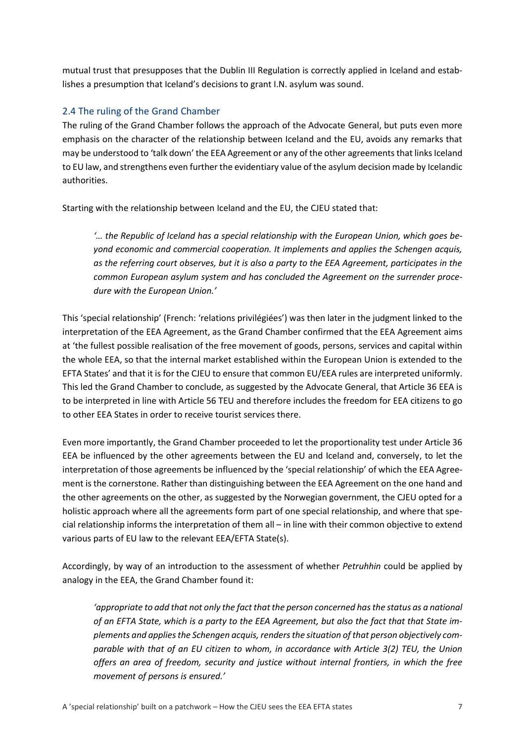mutual trust that presupposes that the Dublin III Regulation is correctly applied in Iceland and establishes a presumption that Iceland's decisions to grant I.N. asylum was sound.

## 2.4 The ruling of the Grand Chamber

The ruling of the Grand Chamber follows the approach of the Advocate General, but puts even more emphasis on the character of the relationship between Iceland and the EU, avoids any remarks that may be understood to 'talk down' the EEA Agreement or any of the other agreements that links Iceland to EU law, and strengthens even further the evidentiary value of the asylum decision made by Icelandic authorities.

Starting with the relationship between Iceland and the EU, the CJEU stated that:

> *'… the Republic of Iceland has a special relationship with the European Union, which goes beyond economic and commercial cooperation. It implements and applies the Schengen acquis, as the referring court observes, but it is also a party to the EEA Agreement, participates in the common European asylum system and has concluded the Agreement on the surrender procedure with the European Union.'*

This 'special relationship' (French: 'relations privilégiées') was then later in the judgment linked to the interpretation of the EEA Agreement, as the Grand Chamber confirmed that the EEA Agreement aims at 'the fullest possible realisation of the free movement of goods, persons, services and capital within the whole EEA, so that the internal market established within the European Union is extended to the EFTA States' and that it is for the CJEU to ensure that common EU/EEA rules are interpreted uniformly. This led the Grand Chamber to conclude, as suggested by the Advocate General, that Article 36 EEA is to be interpreted in line with Article 56 TEU and therefore includes the freedom for EEA citizens to go to other EEA States in order to receive tourist services there.

Even more importantly, the Grand Chamber proceeded to let the proportionality test under Article 36 EEA be influenced by the other agreements between the EU and Iceland and, conversely, to let the interpretation of those agreements be influenced by the 'special relationship' of which the EEA Agreement is the cornerstone. Rather than distinguishing between the EEA Agreement on the one hand and the other agreements on the other, as suggested by the Norwegian government, the CJEU opted for a holistic approach where all the agreements form part of one special relationship, and where that special relationship informs the interpretation of them all – in line with their common objective to extend various parts of EU law to the relevant EEA/EFTA State(s).

Accordingly, by way of an introduction to the assessment of whether *Petruhhin* could be applied by analogy in the EEA, the Grand Chamber found it:

> *'appropriate to add that not only the fact that the person concerned has the status as a national of an EFTA State, which is a party to the EEA Agreement, but also the fact that that State implements and applies the Schengen acquis, renders the situation of that person objectively comparable with that of an EU citizen to whom, in accordance with Article 3(2) TEU, the Union offers an area of freedom, security and justice without internal frontiers, in which the free movement of persons is ensured.'*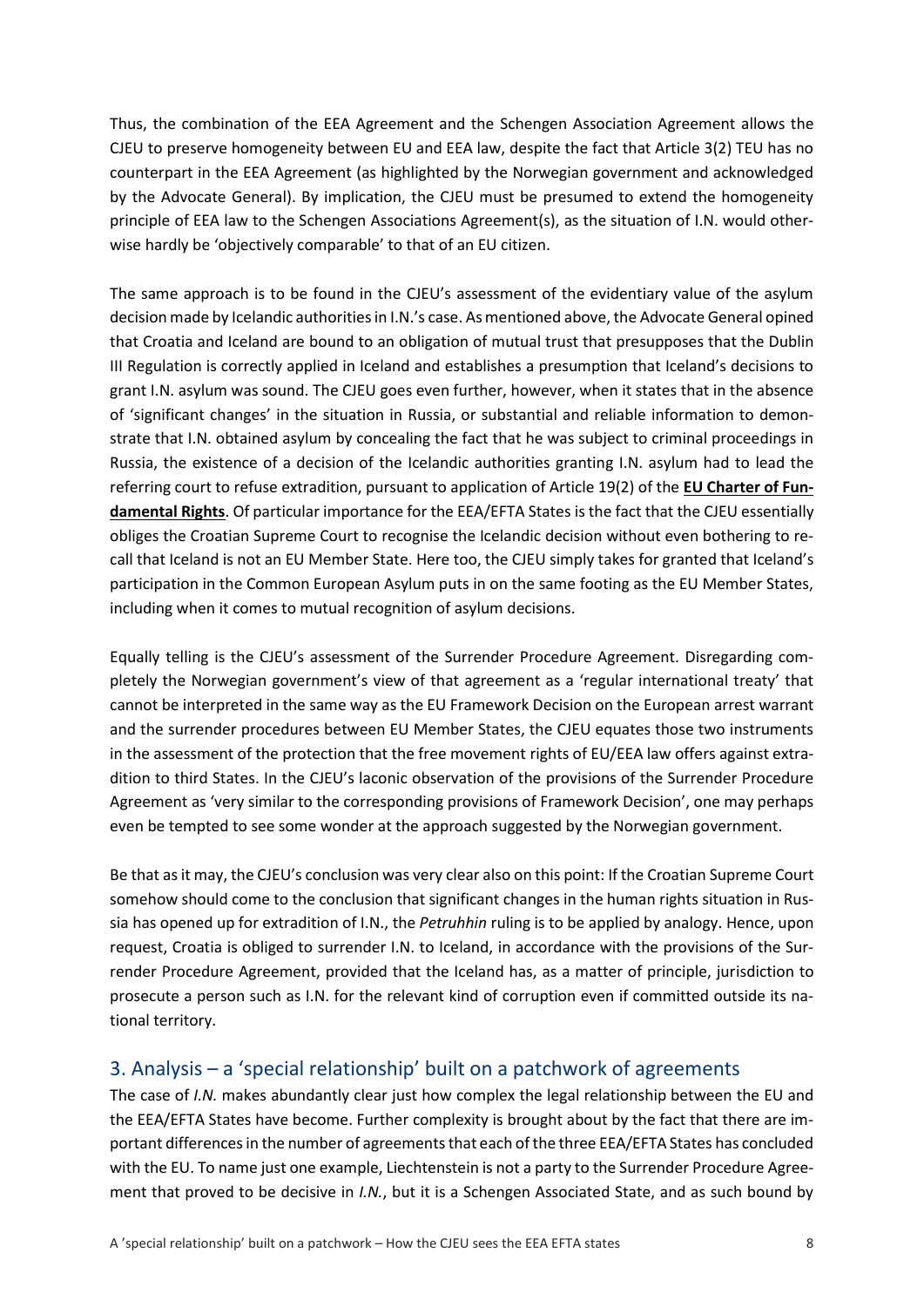Thus, the combination of the EEA Agreement and the Schengen Association Agreement allows the CJEU to preserve homogeneity between EU and EEA law, despite the fact that Article 3(2) TEU has no counterpart in the EEA Agreement (as highlighted by the Norwegian government and acknowledged by the Advocate General). By implication, the CJEU must be presumed to extend the homogeneity principle of EEA law to the Schengen Associations Agreement(s), as the situation of I.N. would otherwise hardly be 'objectively comparable' to that of an EU citizen.

The same approach is to be found in the CJEU's assessment of the evidentiary value of the asylum decision made by Icelandic authorities in I.N.'s case. As mentioned above, the Advocate General opined that Croatia and Iceland are bound to an obligation of mutual trust that presupposes that the Dublin III Regulation is correctly applied in Iceland and establishes a presumption that Iceland's decisions to grant I.N. asylum was sound. The CJEU goes even further, however, when it states that in the absence of 'significant changes' in the situation in Russia, or substantial and reliable information to demonstrate that I.N. obtained asylum by concealing the fact that he was subject to criminal proceedings in Russia, the existence of a decision of the Icelandic authorities granting I.N. asylum had to lead the referring court to refuse extradition, pursuant to application of Article 19(2) of the **EU Charter of Fundamental Rights**. Of particular importance for the EEA/EFTA States is the fact that the CJEU essentially obliges the Croatian Supreme Court to recognise the Icelandic decision without even bothering to recall that Iceland is not an EU Member State. Here too, the CJEU simply takes for granted that Iceland's participation in the Common European Asylum puts in on the same footing as the EU Member States, including when it comes to mutual recognition of asylum decisions.

Equally telling is the CJEU's assessment of the Surrender Procedure Agreement. Disregarding completely the Norwegian government's view of that agreement as a 'regular international treaty' that cannot be interpreted in the same way as the EU Framework Decision on the European arrest warrant and the surrender procedures between EU Member States, the CJEU equates those two instruments in the assessment of the protection that the free movement rights of EU/EEA law offers against extradition to third States. In the CJEU's laconic observation of the provisions of the Surrender Procedure Agreement as 'very similar to the corresponding provisions of Framework Decision', one may perhaps even be tempted to see some wonder at the approach suggested by the Norwegian government.

Be that as it may, the CJEU's conclusion was very clear also on this point: If the Croatian Supreme Court somehow should come to the conclusion that significant changes in the human rights situation in Russia has opened up for extradition of I.N., the *Petruhhin* ruling is to be applied by analogy. Hence, upon request, Croatia is obliged to surrender I.N. to Iceland, in accordance with the provisions of the Surrender Procedure Agreement, provided that the Iceland has, as a matter of principle, jurisdiction to prosecute a person such as I.N. for the relevant kind of corruption even if committed outside its national territory.

## 3. Analysis – a 'special relationship' built on a patchwork of agreements

The case of *I.N.* makes abundantly clear just how complex the legal relationship between the EU and the EEA/EFTA States have become. Further complexity is brought about by the fact that there are important differences in the number of agreements that each of the three EEA/EFTA States has concluded with the EU. To name just one example, Liechtenstein is not a party to the Surrender Procedure Agreement that proved to be decisive in *I.N.*, but it is a Schengen Associated State, and as such bound by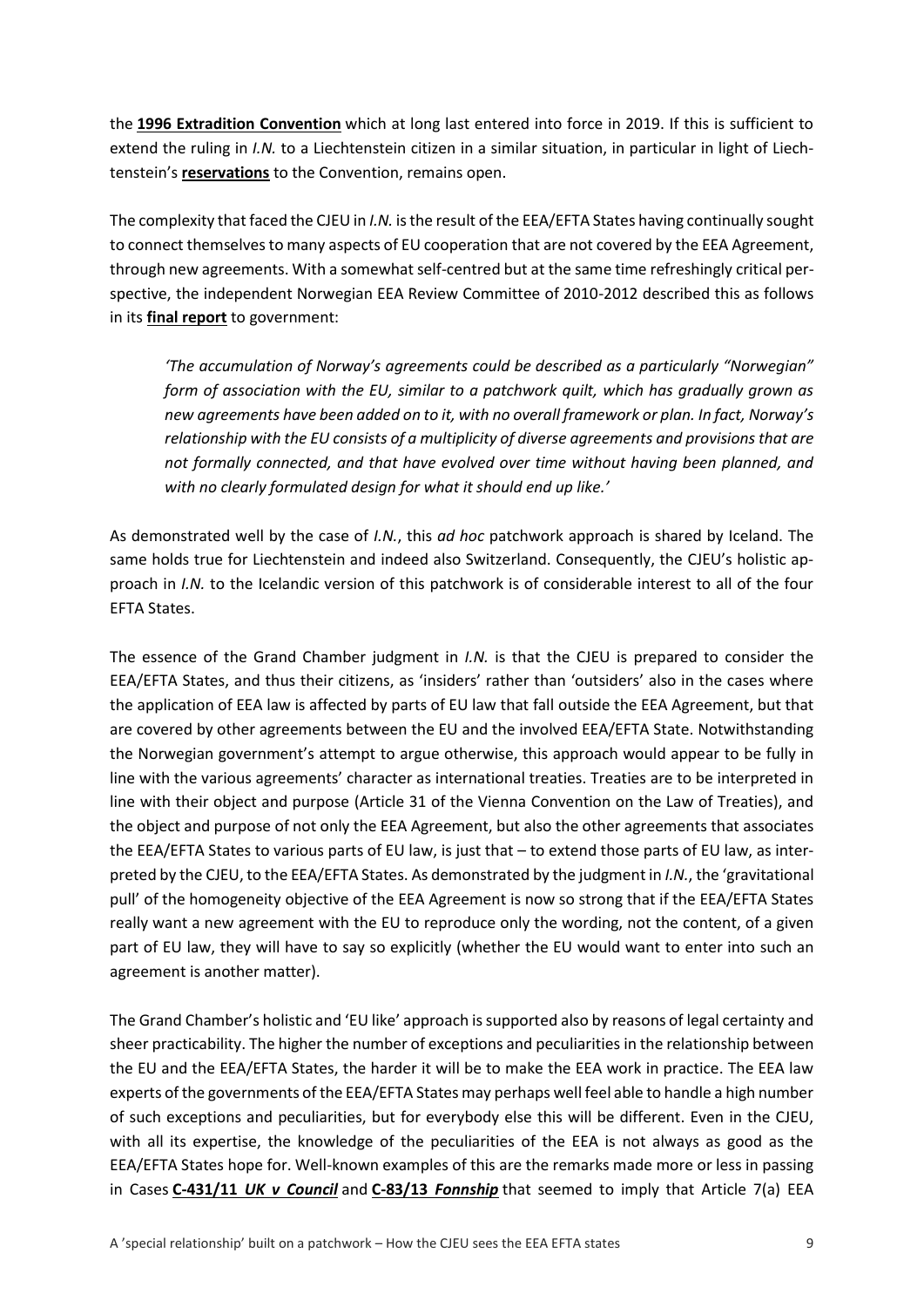the **1996 Extradition Convention** which at long last entered into force in 2019. If this is sufficient to extend the ruling in *I.N.* to a Liechtenstein citizen in a similar situation, in particular in light of Liechtenstein's **reservations** to the Convention, remains open.

The complexity that faced the CJEU in *I.N.* is the result of the EEA/EFTA States having continually sought to connect themselves to many aspects of EU cooperation that are not covered by the EEA Agreement, through new agreements. With a somewhat self-centred but at the same time refreshingly critical perspective, the independent Norwegian EEA Review Committee of 2010-2012 described this as follows in its **final report** to government:

> *'The accumulation of Norway's agreements could be described as a particularly "Norwegian" form of association with the EU, similar to a patchwork quilt, which has gradually grown as new agreements have been added on to it, with no overall framework or plan. In fact, Norway's relationship with the EU consists of a multiplicity of diverse agreements and provisions that are not formally connected, and that have evolved over time without having been planned, and with no clearly formulated design for what it should end up like.'*

As demonstrated well by the case of *I.N.*, this *ad hoc* patchwork approach is shared by Iceland. The same holds true for Liechtenstein and indeed also Switzerland. Consequently, the CJEU's holistic approach in *I.N.* to the Icelandic version of this patchwork is of considerable interest to all of the four EFTA States.

The essence of the Grand Chamber judgment in *I.N.* is that the CJEU is prepared to consider the EEA/EFTA States, and thus their citizens, as 'insiders' rather than 'outsiders' also in the cases where the application of EEA law is affected by parts of EU law that fall outside the EEA Agreement, but that are covered by other agreements between the EU and the involved EEA/EFTA State. Notwithstanding the Norwegian government's attempt to argue otherwise, this approach would appear to be fully in line with the various agreements' character as international treaties. Treaties are to be interpreted in line with their object and purpose (Article 31 of the Vienna Convention on the Law of Treaties), and the object and purpose of not only the EEA Agreement, but also the other agreements that associates the EEA/EFTA States to various parts of EU law, is just that – to extend those parts of EU law, as interpreted by the CJEU, to the EEA/EFTA States. As demonstrated by the judgment in *I.N.*, the 'gravitational pull' of the homogeneity objective of the EEA Agreement is now so strong that if the EEA/EFTA States really want a new agreement with the EU to reproduce only the wording, not the content, of a given part of EU law, they will have to say so explicitly (whether the EU would want to enter into such an agreement is another matter).

The Grand Chamber's holistic and 'EU like' approach is supported also by reasons of legal certainty and sheer practicability. The higher the number of exceptions and peculiarities in the relationship between the EU and the EEA/EFTA States, the harder it will be to make the EEA work in practice. The EEA law experts of the governments of the EEA/EFTA States may perhaps well feel able to handle a high number of such exceptions and peculiarities, but for everybody else this will be different. Even in the CJEU, with all its expertise, the knowledge of the peculiarities of the EEA is not always as good as the EEA/EFTA States hope for. Well-known examples of this are the remarks made more or less in passing in Cases **C-431/11 *UK v Council*** and **C-83/13 *Fonnship*** that seemed to imply that Article 7(a) EEA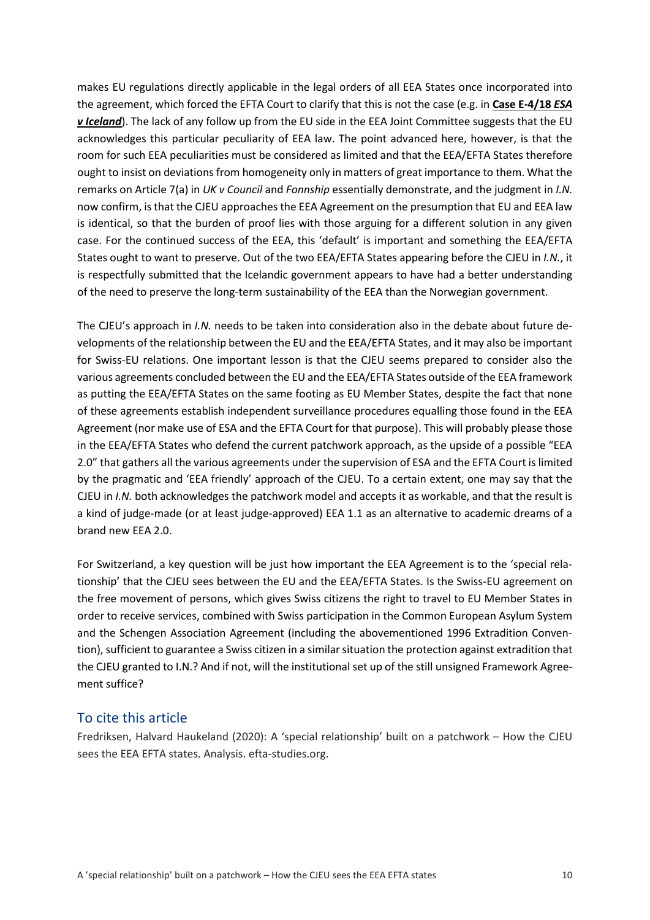makes EU regulations directly applicable in the legal orders of all EEA States once incorporated into the agreement, which forced the EFTA Court to clarify that this is not the case (e.g. in **Case E-4/18 *ESA v Iceland***). The lack of any follow up from the EU side in the EEA Joint Committee suggests that the EU acknowledges this particular peculiarity of EEA law. The point advanced here, however, is that the room for such EEA peculiarities must be considered as limited and that the EEA/EFTA States therefore ought to insist on deviations from homogeneity only in matters of great importance to them. What the remarks on Article 7(a) in *UK v Council* and *Fonnship* essentially demonstrate, and the judgment in *I.N.* now confirm, is that the CJEU approaches the EEA Agreement on the presumption that EU and EEA law is identical, so that the burden of proof lies with those arguing for a different solution in any given case. For the continued success of the EEA, this 'default' is important and something the EEA/EFTA States ought to want to preserve. Out of the two EEA/EFTA States appearing before the CJEU in *I.N.*, it is respectfully submitted that the Icelandic government appears to have had a better understanding of the need to preserve the long-term sustainability of the EEA than the Norwegian government.

The CJEU's approach in *I.N.* needs to be taken into consideration also in the debate about future developments of the relationship between the EU and the EEA/EFTA States, and it may also be important for Swiss-EU relations. One important lesson is that the CJEU seems prepared to consider also the various agreements concluded between the EU and the EEA/EFTA States outside of the EEA framework as putting the EEA/EFTA States on the same footing as EU Member States, despite the fact that none of these agreements establish independent surveillance procedures equalling those found in the EEA Agreement (nor make use of ESA and the EFTA Court for that purpose). This will probably please those in the EEA/EFTA States who defend the current patchwork approach, as the upside of a possible "EEA 2.0" that gathers all the various agreements under the supervision of ESA and the EFTA Court is limited by the pragmatic and 'EEA friendly' approach of the CJEU. To a certain extent, one may say that the CJEU in *I.N.* both acknowledges the patchwork model and accepts it as workable, and that the result is a kind of judge-made (or at least judge-approved) EEA 1.1 as an alternative to academic dreams of a brand new EEA 2.0.

For Switzerland, a key question will be just how important the EEA Agreement is to the 'special relationship' that the CJEU sees between the EU and the EEA/EFTA States. Is the Swiss-EU agreement on the free movement of persons, which gives Swiss citizens the right to travel to EU Member States in order to receive services, combined with Swiss participation in the Common European Asylum System and the Schengen Association Agreement (including the abovementioned 1996 Extradition Convention), sufficient to guarantee a Swiss citizen in a similar situation the protection against extradition that the CJEU granted to I.N.? And if not, will the institutional set up of the still unsigned Framework Agreement suffice?

## To cite this article

Fredriksen, Halvard Haukeland (2020): A 'special relationship' built on a patchwork – How the CJEU sees the EEA EFTA states. Analysis. efta-studies.org.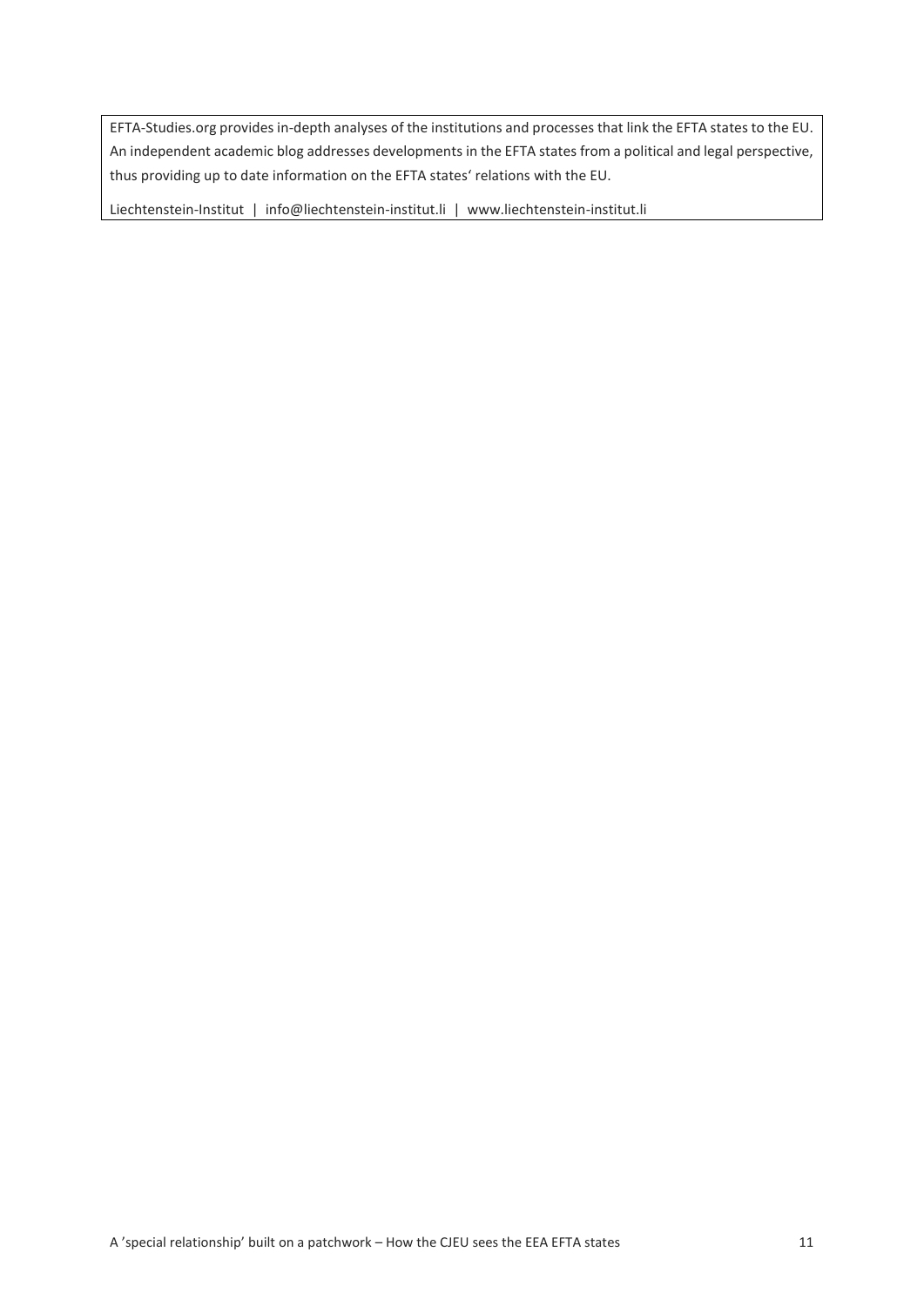EFTA-Studies.org provides in-depth analyses of the institutions and processes that link the EFTA states to the EU. An independent academic blog addresses developments in the EFTA states from a political and legal perspective, thus providing up to date information on the EFTA states' relations with the EU.

Liechtenstein-Institut | info@liechtenstein-institut.li | www.liechtenstein-institut.li